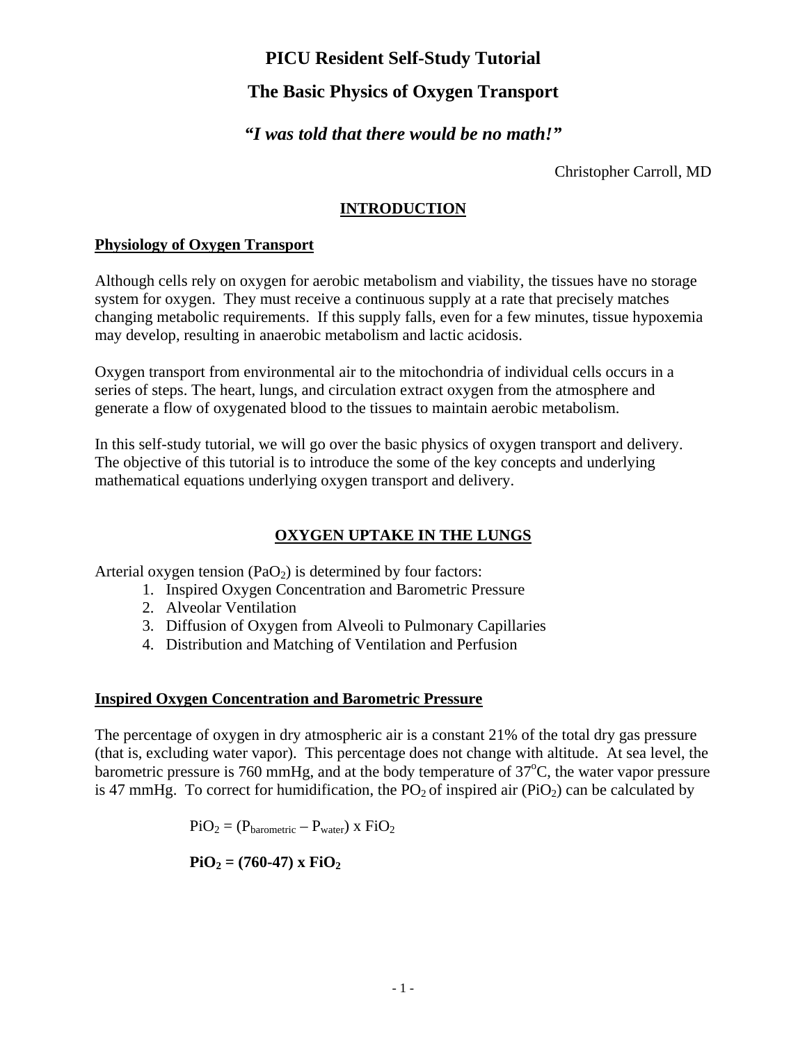# PICU Resident Self-Study Tutorial

## The Basic Physics of Oxygen Transport

### *"I was told that there would be no math!"*

Christopher Carroll, MD

## INTRODUCTION

### Physiology of Oxygen Transport

Although cells rely on oxygen for aerobic metabolism and viability, the tissues have no storage system for oxygen. They must receive a continuous supply at a rate that precisely matches changing metabolic requirements. If this supply falls, even for a few minutes, tissue hypoxemia may develop, resulting in anaerobic metabolism and lactic acidosis.

Oxygen transport from environmental air to the mitochondria of individual cells occurs in a series of steps. The heart, lungs, and circulation extract oxygen from the atmosphere and generate a flow of oxygenated blood to the tissues to maintain aerobic metabolism.

In this self-study tutorial, we will go over the basic physics of oxygen transport and delivery. The objective of this tutorial is to introduce the some of the key concepts and underlying mathematical equations underlying oxygen transport and delivery.

## OXYGEN UPTAKE IN THE LUNGS

Arterial oxygen tension ($PaO_2$) is determined by four factors:

1. Inspired Oxygen Concentration and Barometric Pressure
2. Alveolar Ventilation
3. Diffusion of Oxygen from Alveoli to Pulmonary Capillaries
4. Distribution and Matching of Ventilation and Perfusion

### Inspired Oxygen Concentration and Barometric Pressure

The percentage of oxygen in dry atmospheric air is a constant 21% of the total dry gas pressure (that is, excluding water vapor). This percentage does not change with altitude. At sea level, the barometric pressure is 760 mmHg, and at the body temperature of 37°C, the water vapor pressure is 47 mmHg. To correct for humidification, the $PO_2$ of inspired air ($PiO_2$) can be calculated by

$$PiO_2 = (P_{barometric} - P_{water}) \times FiO_2$$

$$\mathbf{PiO_2 = (760-47) \times FiO_2}$$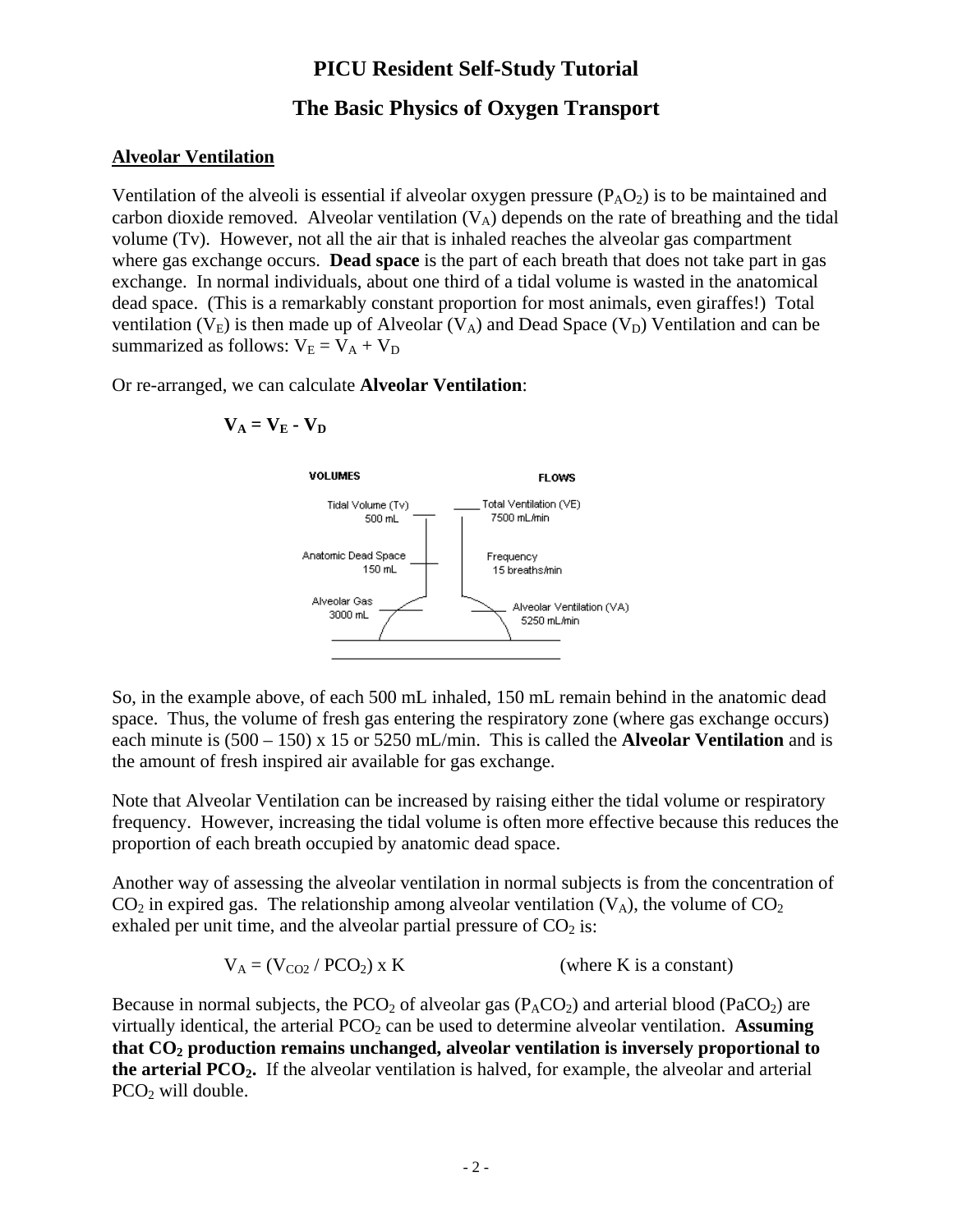# PICU Resident Self-Study Tutorial

## The Basic Physics of Oxygen Transport

### Alveolar Ventilation

Ventilation of the alveoli is essential if alveolar oxygen pressure ($P_AO_2$) is to be maintained and carbon dioxide removed. Alveolar ventilation ($V_A$) depends on the rate of breathing and the tidal volume (Tv). However, not all the air that is inhaled reaches the alveolar gas compartment where gas exchange occurs. **Dead space** is the part of each breath that does not take part in gas exchange. In normal individuals, about one third of a tidal volume is wasted in the anatomical dead space. (This is a remarkably constant proportion for most animals, even giraffes!) Total ventilation ($V_E$) is then made up of Alveolar ($V_A$) and Dead Space ($V_D$) Ventilation and can be summarized as follows: $V_E = V_A + V_D$

Or re-arranged, we can calculate **Alveolar Ventilation**:

$$\mathbf{V_A = V_E - V_D}$$

VOLUMES | FLOWS

Tidal Volume (Tv) 500 mL | Total Ventilation (VE) 7500 mL/min

Anatomic Dead Space 150 mL | Frequency 15 breaths/min

Alveolar Gas 3000 mL | Alveolar Ventilation (VA) 5250 mL/min

So, in the example above, of each 500 mL inhaled, 150 mL remain behind in the anatomic dead space. Thus, the volume of fresh gas entering the respiratory zone (where gas exchange occurs) each minute is (500 – 150) x 15 or 5250 mL/min. This is called the **Alveolar Ventilation** and is the amount of fresh inspired air available for gas exchange.

Note that Alveolar Ventilation can be increased by raising either the tidal volume or respiratory frequency. However, increasing the tidal volume is often more effective because this reduces the proportion of each breath occupied by anatomic dead space.

Another way of assessing the alveolar ventilation in normal subjects is from the concentration of $CO_2$ in expired gas. The relationship among alveolar ventilation ($V_A$), the volume of $CO_2$ exhaled per unit time, and the alveolar partial pressure of $CO_2$ is:

$$V_A = (V_{CO2} / PCO_2) \times K \qquad \text{(where K is a constant)}$$

Because in normal subjects, the $PCO_2$ of alveolar gas ($P_ACO_2$) and arterial blood ($PaCO_2$) are virtually identical, the arterial $PCO_2$ can be used to determine alveolar ventilation. **Assuming that $CO_2$ production remains unchanged, alveolar ventilation is inversely proportional to the arterial $PCO_2$.** If the alveolar ventilation is halved, for example, the alveolar and arterial $PCO_2$ will double.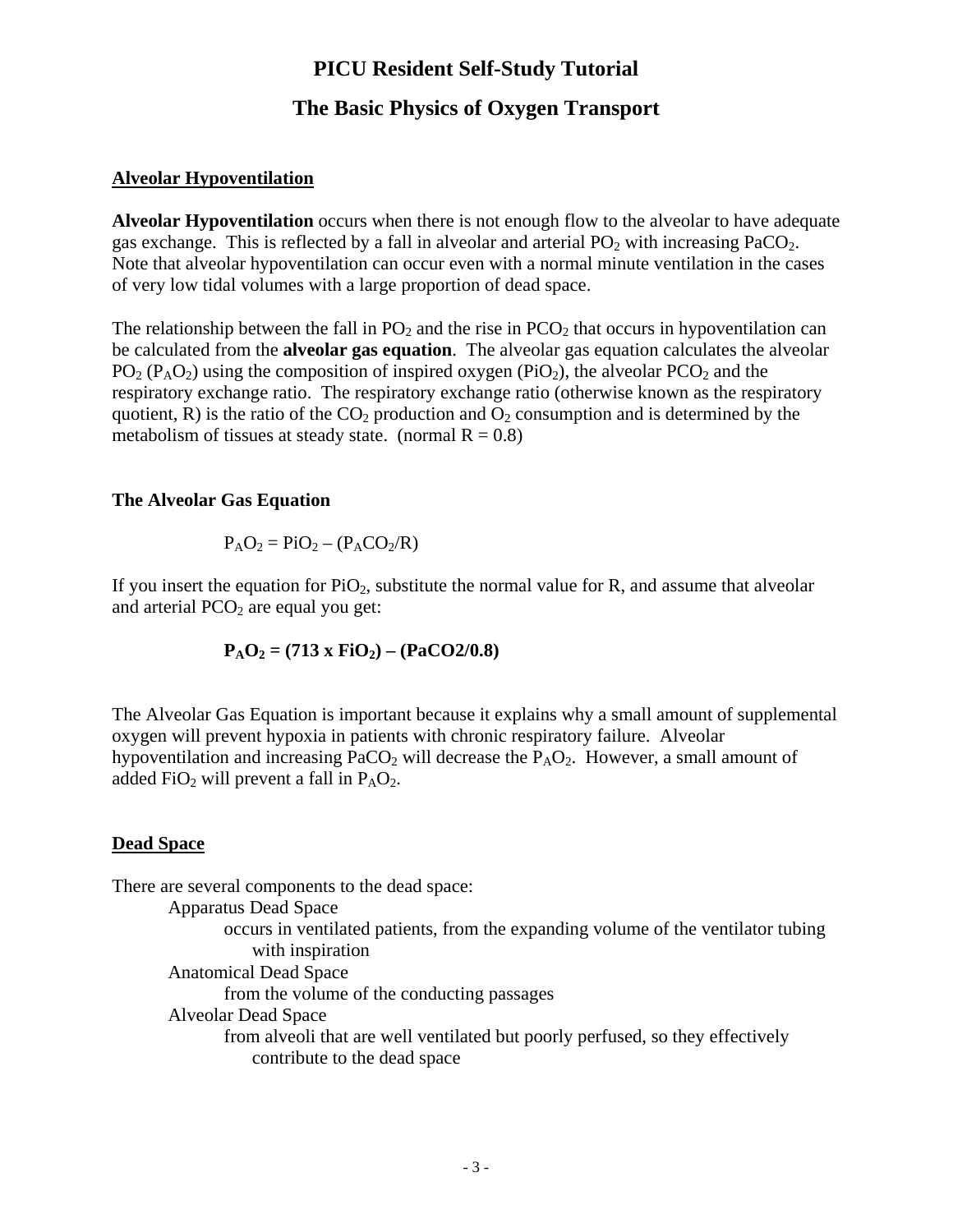# PICU Resident Self-Study Tutorial

# The Basic Physics of Oxygen Transport

## Alveolar Hypoventilation

**Alveolar Hypoventilation** occurs when there is not enough flow to the alveolar to have adequate gas exchange. This is reflected by a fall in alveolar and arterial $PO_2$ with increasing $PaCO_2$. Note that alveolar hypoventilation can occur even with a normal minute ventilation in the cases of very low tidal volumes with a large proportion of dead space.

The relationship between the fall in $PO_2$ and the rise in $PCO_2$ that occurs in hypoventilation can be calculated from the **alveolar gas equation**. The alveolar gas equation calculates the alveolar $PO_2$ ($P_AO_2$) using the composition of inspired oxygen ($PiO_2$), the alveolar $PCO_2$ and the respiratory exchange ratio. The respiratory exchange ratio (otherwise known as the respiratory quotient, R) is the ratio of the $CO_2$ production and $O_2$ consumption and is determined by the metabolism of tissues at steady state. (normal R = 0.8)

### The Alveolar Gas Equation

$$P_AO_2 = PiO_2 - (P_ACO_2/R)$$

If you insert the equation for $PiO_2$, substitute the normal value for R, and assume that alveolar and arterial $PCO_2$ are equal you get:

$$\mathbf{P_AO_2 = (713 \times FiO_2) - (PaCO2/0.8)}$$

The Alveolar Gas Equation is important because it explains why a small amount of supplemental oxygen will prevent hypoxia in patients with chronic respiratory failure. Alveolar hypoventilation and increasing $PaCO_2$ will decrease the $P_AO_2$. However, a small amount of added $FiO_2$ will prevent a fall in $P_AO_2$.

## Dead Space

There are several components to the dead space:

- Apparatus Dead Space
  - occurs in ventilated patients, from the expanding volume of the ventilator tubing with inspiration
- Anatomical Dead Space
  - from the volume of the conducting passages
- Alveolar Dead Space
  - from alveoli that are well ventilated but poorly perfused, so they effectively contribute to the dead space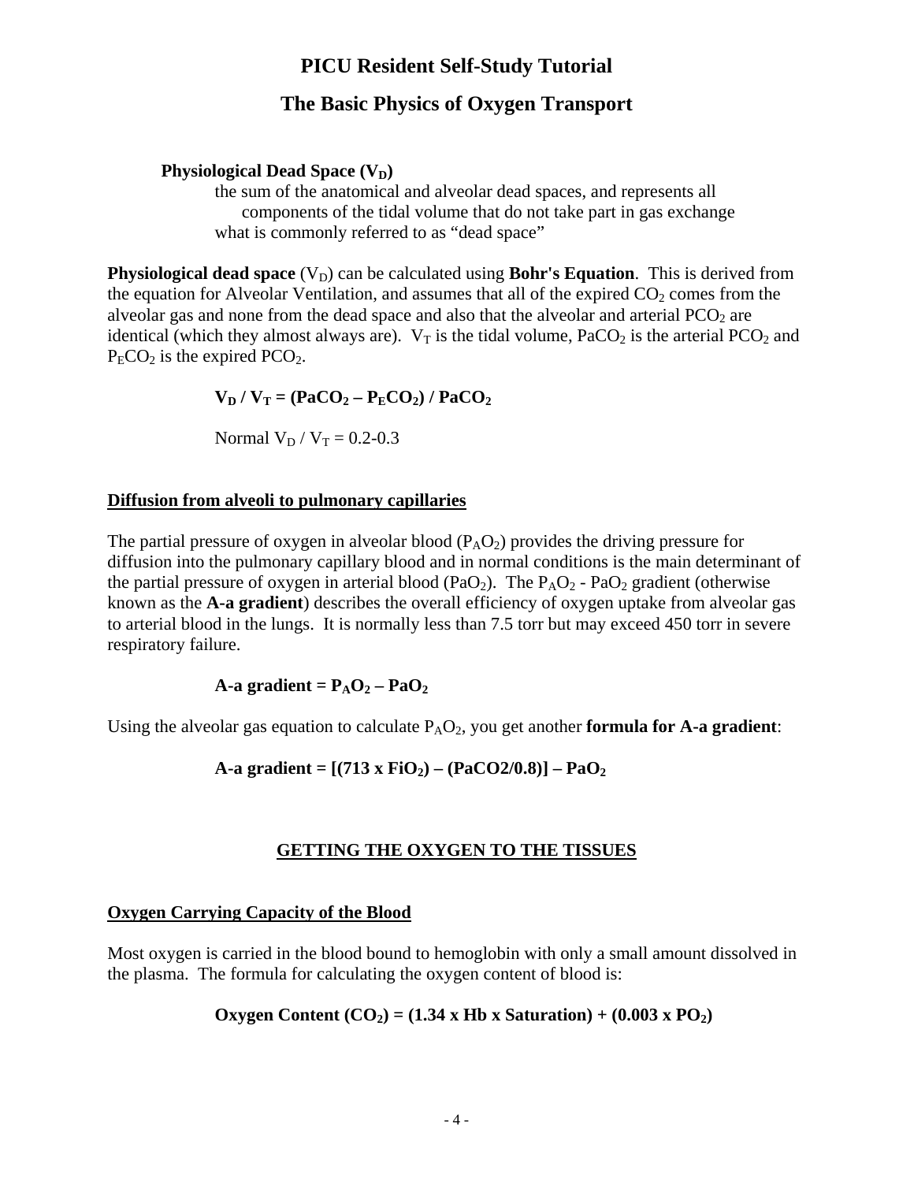# PICU Resident Self-Study Tutorial

## The Basic Physics of Oxygen Transport

**Physiological Dead Space ($V_D$)**

the sum of the anatomical and alveolar dead spaces, and represents all components of the tidal volume that do not take part in gas exchange

what is commonly referred to as "dead space"

**Physiological dead space** ($V_D$) can be calculated using **Bohr's Equation**. This is derived from the equation for Alveolar Ventilation, and assumes that all of the expired $CO_2$ comes from the alveolar gas and none from the dead space and also that the alveolar and arterial $PCO_2$ are identical (which they almost always are). $V_T$ is the tidal volume, $PaCO_2$ is the arterial $PCO_2$ and $P_ECO_2$ is the expired $PCO_2$.

$$\mathbf{V_D / V_T = (PaCO_2 - P_ECO_2) / PaCO_2}$$

Normal $V_D / V_T$ = 0.2-0.3

**Diffusion from alveoli to pulmonary capillaries**

The partial pressure of oxygen in alveolar blood ($P_AO_2$) provides the driving pressure for diffusion into the pulmonary capillary blood and in normal conditions is the main determinant of the partial pressure of oxygen in arterial blood ($PaO_2$). The $P_AO_2$ - $PaO_2$ gradient (otherwise known as the **A-a gradient**) describes the overall efficiency of oxygen uptake from alveolar gas to arterial blood in the lungs. It is normally less than 7.5 torr but may exceed 450 torr in severe respiratory failure.

$$\textbf{A-a gradient} = \mathbf{P_AO_2 - PaO_2}$$

Using the alveolar gas equation to calculate $P_AO_2$, you get another **formula for A-a gradient**:

$$\textbf{A-a gradient} = \mathbf{[(713 \times FiO_2) - (PaCO_2/0.8)] - PaO_2}$$

## GETTING THE OXYGEN TO THE TISSUES

**Oxygen Carrying Capacity of the Blood**

Most oxygen is carried in the blood bound to hemoglobin with only a small amount dissolved in the plasma. The formula for calculating the oxygen content of blood is:

$$\textbf{Oxygen Content } \mathbf{(CO_2) = (1.34 \times Hb \times Saturation) + (0.003 \times PO_2)}$$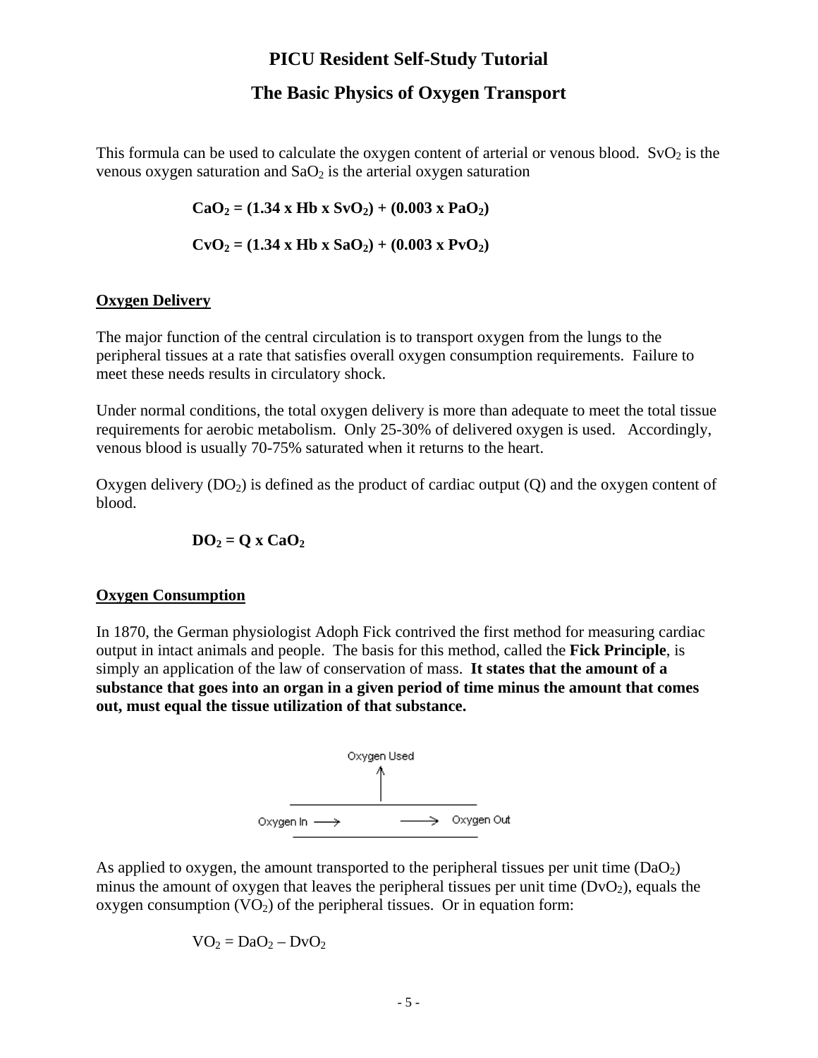# PICU Resident Self-Study Tutorial

## The Basic Physics of Oxygen Transport

This formula can be used to calculate the oxygen content of arterial or venous blood. $SvO_2$ is the venous oxygen saturation and $SaO_2$ is the arterial oxygen saturation

$$\mathbf{CaO_2 = (1.34 \times Hb \times SvO_2) + (0.003 \times PaO_2)}$$

$$\mathbf{CvO_2 = (1.34 \times Hb \times SaO_2) + (0.003 \times PvO_2)}$$

### Oxygen Delivery

The major function of the central circulation is to transport oxygen from the lungs to the peripheral tissues at a rate that satisfies overall oxygen consumption requirements. Failure to meet these needs results in circulatory shock.

Under normal conditions, the total oxygen delivery is more than adequate to meet the total tissue requirements for aerobic metabolism. Only 25-30% of delivered oxygen is used. Accordingly, venous blood is usually 70-75% saturated when it returns to the heart.

Oxygen delivery ($DO_2$) is defined as the product of cardiac output (Q) and the oxygen content of blood.

$$\mathbf{DO_2 = Q \times CaO_2}$$

### Oxygen Consumption

In 1870, the German physiologist Adoph Fick contrived the first method for measuring cardiac output in intact animals and people. The basis for this method, called the **Fick Principle**, is simply an application of the law of conservation of mass. **It states that the amount of a substance that goes into an organ in a given period of time minus the amount that comes out, must equal the tissue utilization of that substance.**

Oxygen Used

Oxygen In → → Oxygen Out

As applied to oxygen, the amount transported to the peripheral tissues per unit time ($DaO_2$) minus the amount of oxygen that leaves the peripheral tissues per unit time ($DvO_2$), equals the oxygen consumption ($VO_2$) of the peripheral tissues. Or in equation form:

$$VO_2 = DaO_2 – DvO_2$$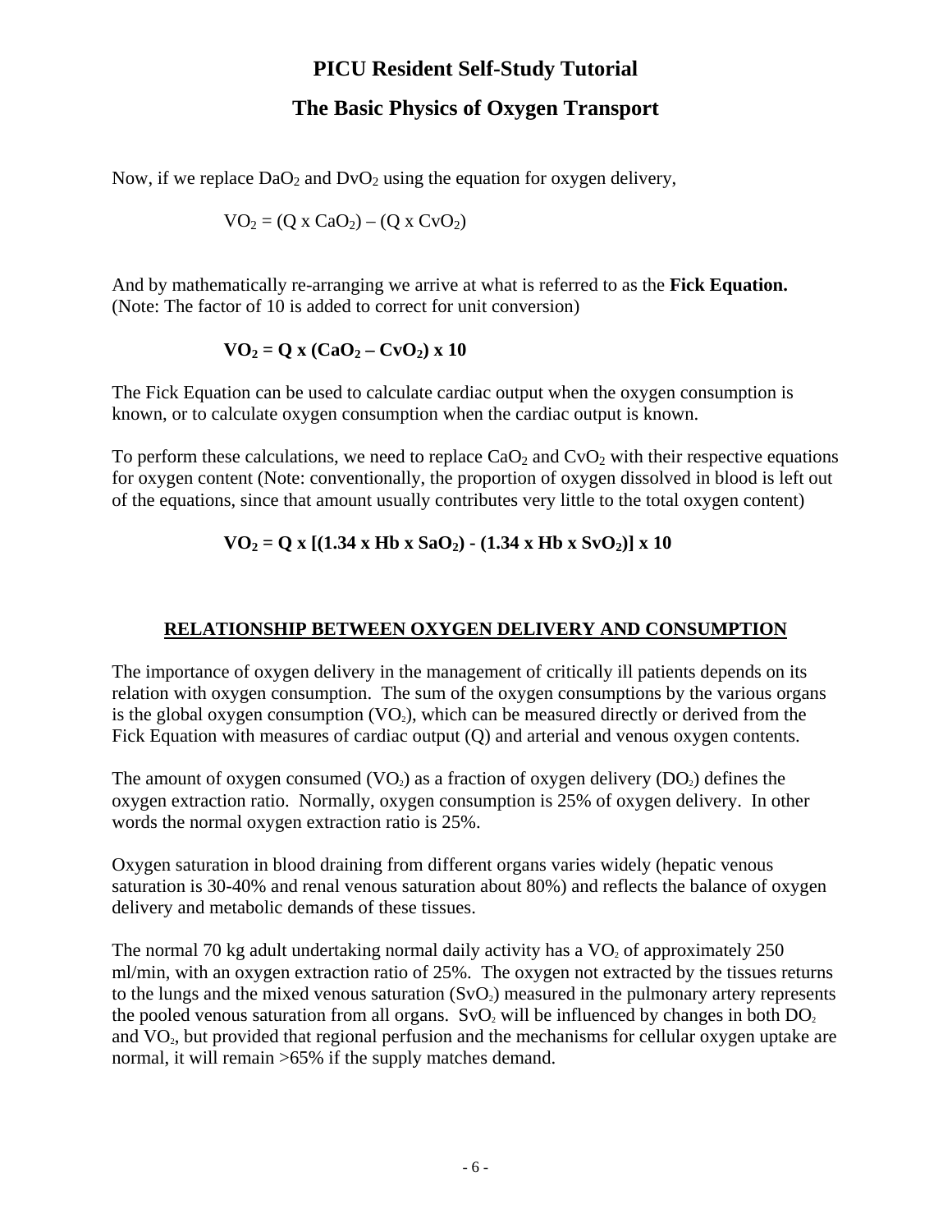# PICU Resident Self-Study Tutorial

## The Basic Physics of Oxygen Transport

Now, if we replace $DaO_2$ and $DvO_2$ using the equation for oxygen delivery,

$$VO_2 = (Q \times CaO_2) - (Q \times CvO_2)$$

And by mathematically re-arranging we arrive at what is referred to as the **Fick Equation.** (Note: The factor of 10 is added to correct for unit conversion)

$$\mathbf{VO_2 = Q \times (CaO_2 - CvO_2) \times 10}$$

The Fick Equation can be used to calculate cardiac output when the oxygen consumption is known, or to calculate oxygen consumption when the cardiac output is known.

To perform these calculations, we need to replace $CaO_2$ and $CvO_2$ with their respective equations for oxygen content (Note: conventionally, the proportion of oxygen dissolved in blood is left out of the equations, since that amount usually contributes very little to the total oxygen content)

$$\mathbf{VO_2 = Q \times [(1.34 \times Hb \times SaO_2) - (1.34 \times Hb \times SvO_2)] \times 10}$$

### RELATIONSHIP BETWEEN OXYGEN DELIVERY AND CONSUMPTION

The importance of oxygen delivery in the management of critically ill patients depends on its relation with oxygen consumption. The sum of the oxygen consumptions by the various organs is the global oxygen consumption ($VO_2$), which can be measured directly or derived from the Fick Equation with measures of cardiac output (Q) and arterial and venous oxygen contents.

The amount of oxygen consumed ($VO_2$) as a fraction of oxygen delivery ($DO_2$) defines the oxygen extraction ratio. Normally, oxygen consumption is 25% of oxygen delivery. In other words the normal oxygen extraction ratio is 25%.

Oxygen saturation in blood draining from different organs varies widely (hepatic venous saturation is 30-40% and renal venous saturation about 80%) and reflects the balance of oxygen delivery and metabolic demands of these tissues.

The normal 70 kg adult undertaking normal daily activity has a $VO_2$ of approximately 250 ml/min, with an oxygen extraction ratio of 25%. The oxygen not extracted by the tissues returns to the lungs and the mixed venous saturation ($SvO_2$) measured in the pulmonary artery represents the pooled venous saturation from all organs. $SvO_2$ will be influenced by changes in both $DO_2$ and $VO_2$, but provided that regional perfusion and the mechanisms for cellular oxygen uptake are normal, it will remain >65% if the supply matches demand.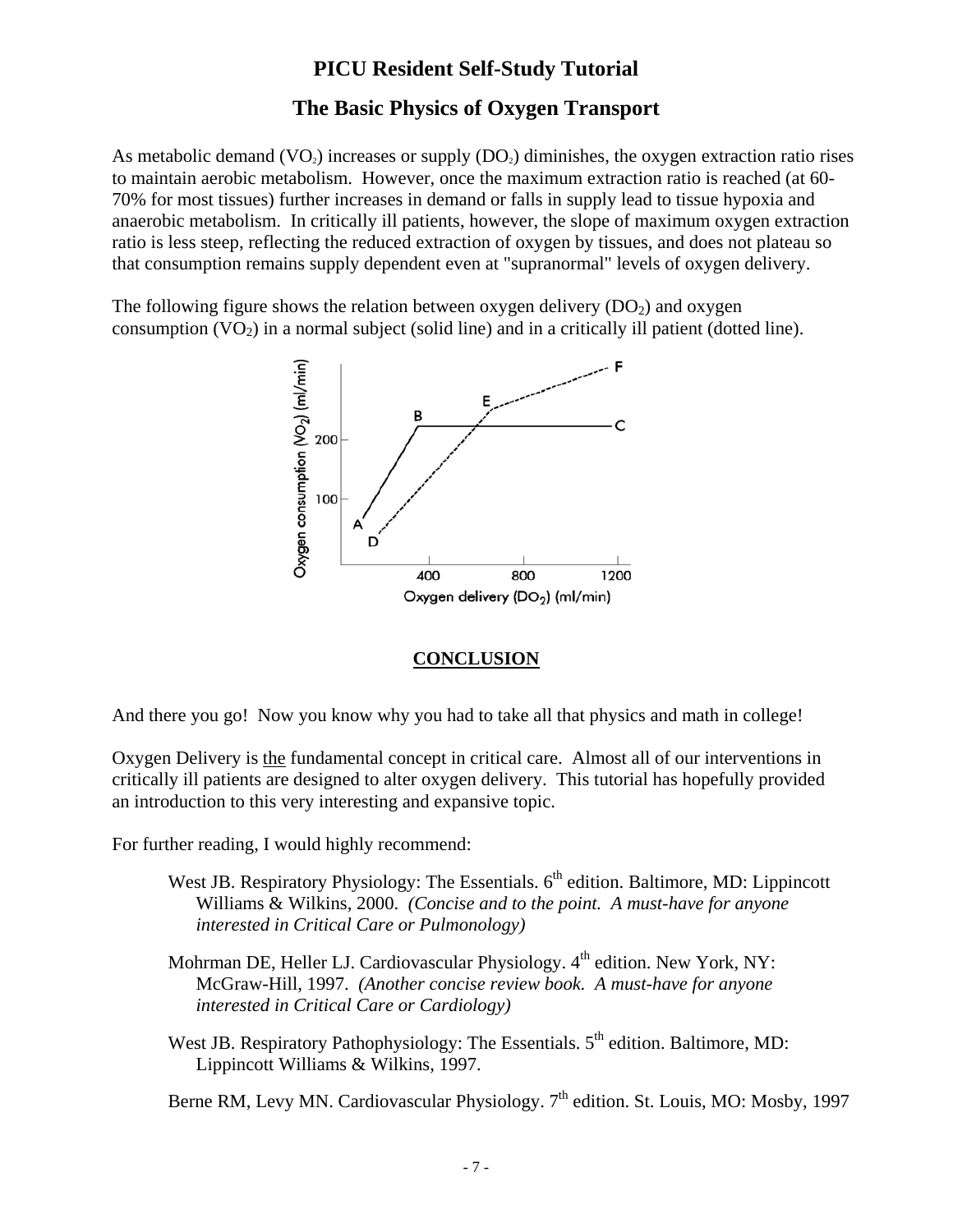# PICU Resident Self-Study Tutorial

## The Basic Physics of Oxygen Transport

As metabolic demand ($VO_2$) increases or supply ($DO_2$) diminishes, the oxygen extraction ratio rises to maintain aerobic metabolism. However, once the maximum extraction ratio is reached (at 60-70% for most tissues) further increases in demand or falls in supply lead to tissue hypoxia and anaerobic metabolism. In critically ill patients, however, the slope of maximum oxygen extraction ratio is less steep, reflecting the reduced extraction of oxygen by tissues, and does not plateau so that consumption remains supply dependent even at "supranormal" levels of oxygen delivery.

The following figure shows the relation between oxygen delivery ($DO_2$) and oxygen consumption ($VO_2$) in a normal subject (solid line) and in a critically ill patient (dotted line).

Oxygen consumption ($VO_2$) (ml/min)

100
200

A
B
C
D
E
F

400
800
1200

Oxygen delivery ($DO_2$) (ml/min)

### CONCLUSION

And there you go! Now you know why you had to take all that physics and math in college!

Oxygen Delivery is the fundamental concept in critical care. Almost all of our interventions in critically ill patients are designed to alter oxygen delivery. This tutorial has hopefully provided an introduction to this very interesting and expansive topic.

For further reading, I would highly recommend:

West JB. Respiratory Physiology: The Essentials. 6th edition. Baltimore, MD: Lippincott Williams & Wilkins, 2000. *(Concise and to the point. A must-have for anyone interested in Critical Care or Pulmonology)*

Mohrman DE, Heller LJ. Cardiovascular Physiology. 4th edition. New York, NY: McGraw-Hill, 1997. *(Another concise review book. A must-have for anyone interested in Critical Care or Cardiology)*

West JB. Respiratory Pathophysiology: The Essentials. 5th edition. Baltimore, MD: Lippincott Williams & Wilkins, 1997.

Berne RM, Levy MN. Cardiovascular Physiology. 7th edition. St. Louis, MO: Mosby, 1997